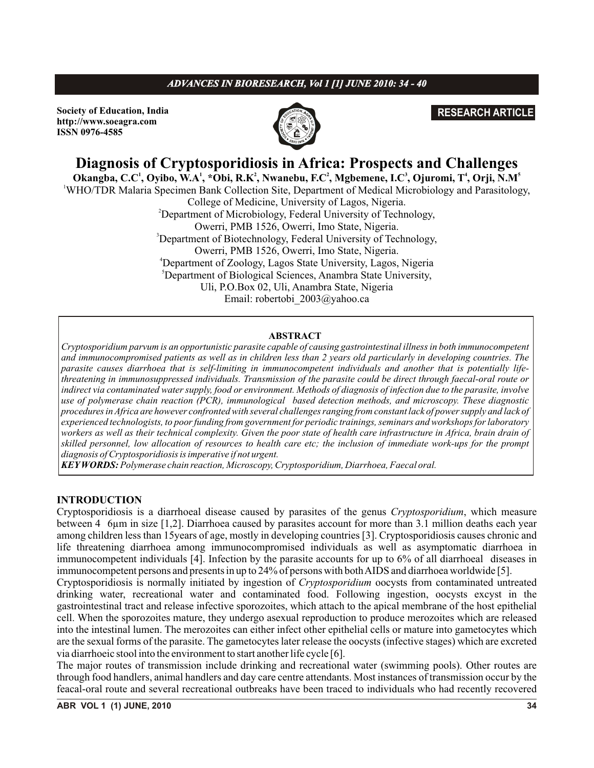Society of Education, India
http://www.soeagra.com
ISSN 0976-4585

**RESEARCH ARTICLE**

# Diagnosis of Cryptosporidiosis in Africa: Prospects and Challenges

**Okangba, C.C[1], Oyibo, W.A[1], \*Obi, R.K[2], Nwanebu, F.C[2], Mgbemene, I.C[3], Ojuromi, T[4], Orji, N.M[5]**

[1]WHO/TDR Malaria Specimen Bank Collection Site, Department of Medical Microbiology and Parasitology, College of Medicine, University of Lagos, Nigeria.
[2]Department of Microbiology, Federal University of Technology, Owerri, PMB 1526, Owerri, Imo State, Nigeria.
[3]Department of Biotechnology, Federal University of Technology, Owerri, PMB 1526, Owerri, Imo State, Nigeria.
[4]Department of Zoology, Lagos State University, Lagos, Nigeria
[5]Department of Biological Sciences, Anambra State University, Uli, P.O.Box 02, Uli, Anambra State, Nigeria
Email: robertobi_2003@yahoo.ca

## ABSTRACT

*Cryptosporidium parvum is an opportunistic parasite capable of causing gastrointestinal illness in both immunocompetent and immunocompromised patients as well as in children less than 2 years old particularly in developing countries. The parasite causes diarrhoea that is self-limiting in immunocompetent individuals and another that is potentially life-threatening in immunosuppressed individuals. Transmission of the parasite could be direct through faecal-oral route or indirect via contaminated water supply, food or environment. Methods of diagnosis of infection due to the parasite, involve use of polymerase chain reaction (PCR), immunological based detection methods, and microscopy. These diagnostic procedures in Africa are however confronted with several challenges ranging from constant lack of power supply and lack of experienced technologists, to poor funding from government for periodic trainings, seminars and workshops for laboratory workers as well as their technical complexity. Given the poor state of health care infrastructure in Africa, brain drain of skilled personnel, low allocation of resources to health care etc; the inclusion of immediate work-ups for the prompt diagnosis of Cryptosporidiosis is imperative if not urgent.*

***KEYWORDS:*** *Polymerase chain reaction, Microscopy, Cryptosporidium, Diarrhoea, Faecal oral.*

## INTRODUCTION

Cryptosporidiosis is a diarrhoeal disease caused by parasites of the genus *Cryptosporidium*, which measure between 4 6µm in size [1,2]. Diarrhoea caused by parasites account for more than 3.1 million deaths each year among children less than 15years of age, mostly in developing countries [3]. Cryptosporidiosis causes chronic and life threatening diarrhoea among immunocompromised individuals as well as asymptomatic diarrhoea in immunocompetent individuals [4]. Infection by the parasite accounts for up to 6% of all diarrhoeal diseases in immunocompetent persons and presents in up to 24% of persons with both AIDS and diarrhoea worldwide [5].

Cryptosporidiosis is normally initiated by ingestion of *Cryptosporidium* oocysts from contaminated untreated drinking water, recreational water and contaminated food. Following ingestion, oocysts excyst in the gastrointestinal tract and release infective sporozoites, which attach to the apical membrane of the host epithelial cell. When the sporozoites mature, they undergo asexual reproduction to produce merozoites which are released into the intestinal lumen. The merozoites can either infect other epithelial cells or mature into gametocytes which are the sexual forms of the parasite. The gametocytes later release the oocysts (infective stages) which are excreted via diarrhoeic stool into the environment to start another life cycle [6].

The major routes of transmission include drinking and recreational water (swimming pools). Other routes are through food handlers, animal handlers and day care centre attendants. Most instances of transmission occur by the feacal-oral route and several recreational outbreaks have been traced to individuals who had recently recovered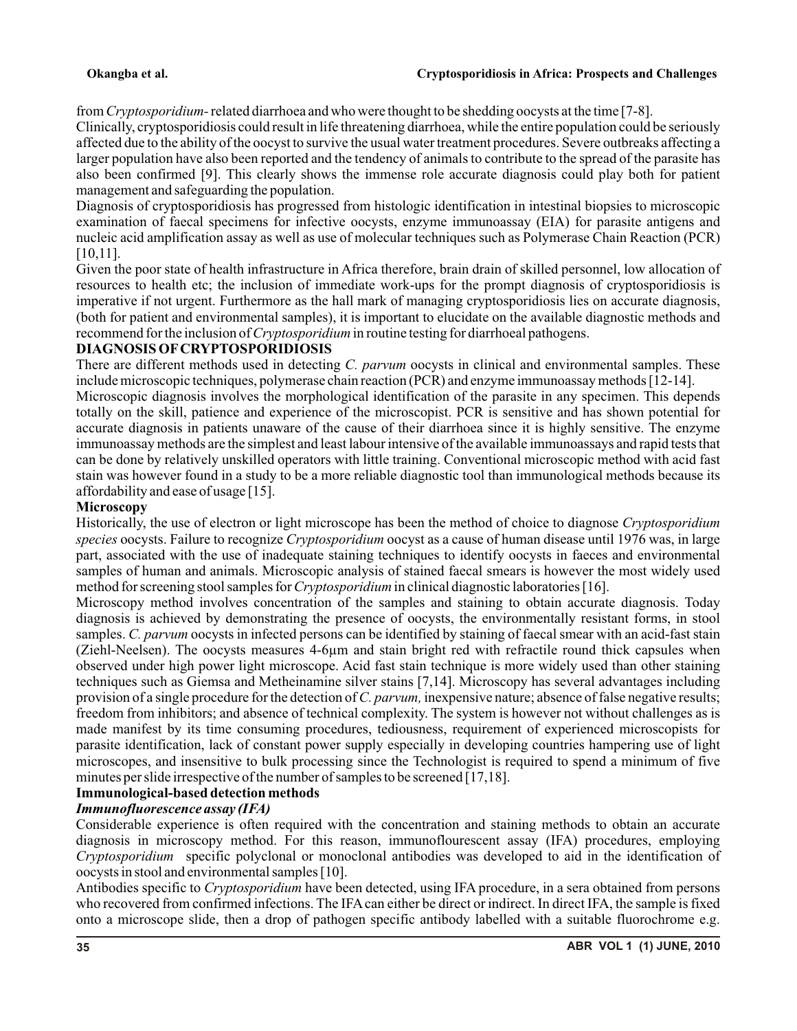from *Cryptosporidium*- related diarrhoea and who were thought to be shedding oocysts at the time [7-8].

Clinically, cryptosporidiosis could result in life threatening diarrhoea, while the entire population could be seriously affected due to the ability of the oocyst to survive the usual water treatment procedures. Severe outbreaks affecting a larger population have also been reported and the tendency of animals to contribute to the spread of the parasite has also been confirmed [9]. This clearly shows the immense role accurate diagnosis could play both for patient management and safeguarding the population.

Diagnosis of cryptosporidiosis has progressed from histologic identification in intestinal biopsies to microscopic examination of faecal specimens for infective oocysts, enzyme immunoassay (EIA) for parasite antigens and nucleic acid amplification assay as well as use of molecular techniques such as Polymerase Chain Reaction (PCR) [10,11].

Given the poor state of health infrastructure in Africa therefore, brain drain of skilled personnel, low allocation of resources to health etc; the inclusion of immediate work-ups for the prompt diagnosis of cryptosporidiosis is imperative if not urgent. Furthermore as the hall mark of managing cryptosporidiosis lies on accurate diagnosis, (both for patient and environmental samples), it is important to elucidate on the available diagnostic methods and recommend for the inclusion of *Cryptosporidium* in routine testing for diarrhoeal pathogens.

## DIAGNOSIS OF CRYPTOSPORIDIOSIS

There are different methods used in detecting *C. parvum* oocysts in clinical and environmental samples. These include microscopic techniques, polymerase chain reaction (PCR) and enzyme immunoassay methods [12-14].

Microscopic diagnosis involves the morphological identification of the parasite in any specimen. This depends totally on the skill, patience and experience of the microscopist. PCR is sensitive and has shown potential for accurate diagnosis in patients unaware of the cause of their diarrhoea since it is highly sensitive. The enzyme immunoassay methods are the simplest and least labour intensive of the available immunoassays and rapid tests that can be done by relatively unskilled operators with little training. Conventional microscopic method with acid fast stain was however found in a study to be a more reliable diagnostic tool than immunological methods because its affordability and ease of usage [15].

### Microscopy

Historically, the use of electron or light microscope has been the method of choice to diagnose *Cryptosporidium species* oocysts. Failure to recognize *Cryptosporidium* oocyst as a cause of human disease until 1976 was, in large part, associated with the use of inadequate staining techniques to identify oocysts in faeces and environmental samples of human and animals. Microscopic analysis of stained faecal smears is however the most widely used method for screening stool samples for *Cryptosporidium* in clinical diagnostic laboratories [16].

Microscopy method involves concentration of the samples and staining to obtain accurate diagnosis. Today diagnosis is achieved by demonstrating the presence of oocysts, the environmentally resistant forms, in stool samples. *C. parvum* oocysts in infected persons can be identified by staining of faecal smear with an acid-fast stain (Ziehl-Neelsen). The oocysts measures 4-6µm and stain bright red with refractile round thick capsules when observed under high power light microscope. Acid fast stain technique is more widely used than other staining techniques such as Giemsa and Metheinamine silver stains [7,14]. Microscopy has several advantages including provision of a single procedure for the detection of *C. parvum,* inexpensive nature; absence of false negative results; freedom from inhibitors; and absence of technical complexity. The system is however not without challenges as is made manifest by its time consuming procedures, tediousness, requirement of experienced microscopists for parasite identification, lack of constant power supply especially in developing countries hampering use of light microscopes, and insensitive to bulk processing since the Technologist is required to spend a minimum of five minutes per slide irrespective of the number of samples to be screened [17,18].

### Immunological-based detection methods

#### *Immunofluorescence assay (IFA)*

Considerable experience is often required with the concentration and staining methods to obtain an accurate diagnosis in microscopy method. For this reason, immunoflourescent assay (IFA) procedures, employing *Cryptosporidium* specific polyclonal or monoclonal antibodies was developed to aid in the identification of oocysts in stool and environmental samples [10].

Antibodies specific to *Cryptosporidium* have been detected, using IFA procedure, in a sera obtained from persons who recovered from confirmed infections. The IFA can either be direct or indirect. In direct IFA, the sample is fixed onto a microscope slide, then a drop of pathogen specific antibody labelled with a suitable fluorochrome e.g.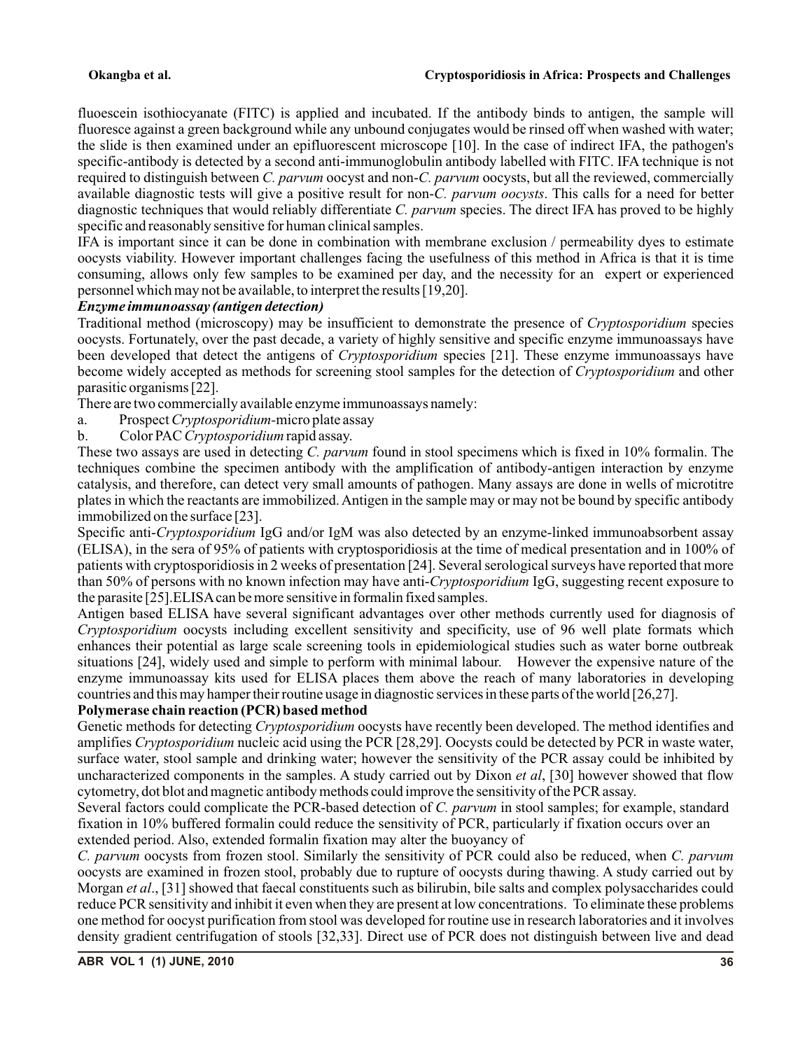fluoescein isothiocyanate (FITC) is applied and incubated. If the antibody binds to antigen, the sample will fluoresce against a green background while any unbound conjugates would be rinsed off when washed with water; the slide is then examined under an epifluorescent microscope [10]. In the case of indirect IFA, the pathogen's specific-antibody is detected by a second anti-immunoglobulin antibody labelled with FITC. IFA technique is not required to distinguish between *C. parvum* oocyst and non-*C. parvum* oocysts, but all the reviewed, commercially available diagnostic tests will give a positive result for non-*C. parvum oocysts*. This calls for a need for better diagnostic techniques that would reliably differentiate *C. parvum* species. The direct IFA has proved to be highly specific and reasonably sensitive for human clinical samples.

IFA is important since it can be done in combination with membrane exclusion / permeability dyes to estimate oocysts viability. However important challenges facing the usefulness of this method in Africa is that it is time consuming, allows only few samples to be examined per day, and the necessity for an expert or experienced personnel which may not be available, to interpret the results [19,20].

***Enzyme immunoassay (antigen detection)***

Traditional method (microscopy) may be insufficient to demonstrate the presence of *Cryptosporidium* species oocysts. Fortunately, over the past decade, a variety of highly sensitive and specific enzyme immunoassays have been developed that detect the antigens of *Cryptosporidium* species [21]. These enzyme immunoassays have become widely accepted as methods for screening stool samples for the detection of *Cryptosporidium* and other parasitic organisms [22].

There are two commercially available enzyme immunoassays namely:

a. Prospect *Cryptosporidium*-micro plate assay
b. Color PAC *Cryptosporidium* rapid assay.

These two assays are used in detecting *C. parvum* found in stool specimens which is fixed in 10% formalin. The techniques combine the specimen antibody with the amplification of antibody-antigen interaction by enzyme catalysis, and therefore, can detect very small amounts of pathogen. Many assays are done in wells of microtitre plates in which the reactants are immobilized. Antigen in the sample may or may not be bound by specific antibody immobilized on the surface [23].

Specific anti-*Cryptosporidium* IgG and/or IgM was also detected by an enzyme-linked immunoabsorbent assay (ELISA), in the sera of 95% of patients with cryptosporidiosis at the time of medical presentation and in 100% of patients with cryptosporidiosis in 2 weeks of presentation [24]. Several serological surveys have reported that more than 50% of persons with no known infection may have anti-*Cryptosporidium* IgG, suggesting recent exposure to the parasite [25].ELISA can be more sensitive in formalin fixed samples.

Antigen based ELISA have several significant advantages over other methods currently used for diagnosis of *Cryptosporidium* oocysts including excellent sensitivity and specificity, use of 96 well plate formats which enhances their potential as large scale screening tools in epidemiological studies such as water borne outbreak situations [24], widely used and simple to perform with minimal labour. However the expensive nature of the enzyme immunoassay kits used for ELISA places them above the reach of many laboratories in developing countries and this may hamper their routine usage in diagnostic services in these parts of the world [26,27].

**Polymerase chain reaction (PCR) based method**

Genetic methods for detecting *Cryptosporidium* oocysts have recently been developed. The method identifies and amplifies *Cryptosporidium* nucleic acid using the PCR [28,29]. Oocysts could be detected by PCR in waste water, surface water, stool sample and drinking water; however the sensitivity of the PCR assay could be inhibited by uncharacterized components in the samples. A study carried out by Dixon *et al*, [30] however showed that flow cytometry, dot blot and magnetic antibody methods could improve the sensitivity of the PCR assay.

Several factors could complicate the PCR-based detection of *C. parvum* in stool samples; for example, standard fixation in 10% buffered formalin could reduce the sensitivity of PCR, particularly if fixation occurs over an extended period. Also, extended formalin fixation may alter the buoyancy of *C. parvum* oocysts from frozen stool. Similarly the sensitivity of PCR could also be reduced, when *C. parvum* oocysts are examined in frozen stool, probably due to rupture of oocysts during thawing. A study carried out by Morgan *et al*., [31] showed that faecal constituents such as bilirubin, bile salts and complex polysaccharides could reduce PCR sensitivity and inhibit it even when they are present at low concentrations. To eliminate these problems one method for oocyst purification from stool was developed for routine use in research laboratories and it involves density gradient centrifugation of stools [32,33]. Direct use of PCR does not distinguish between live and dead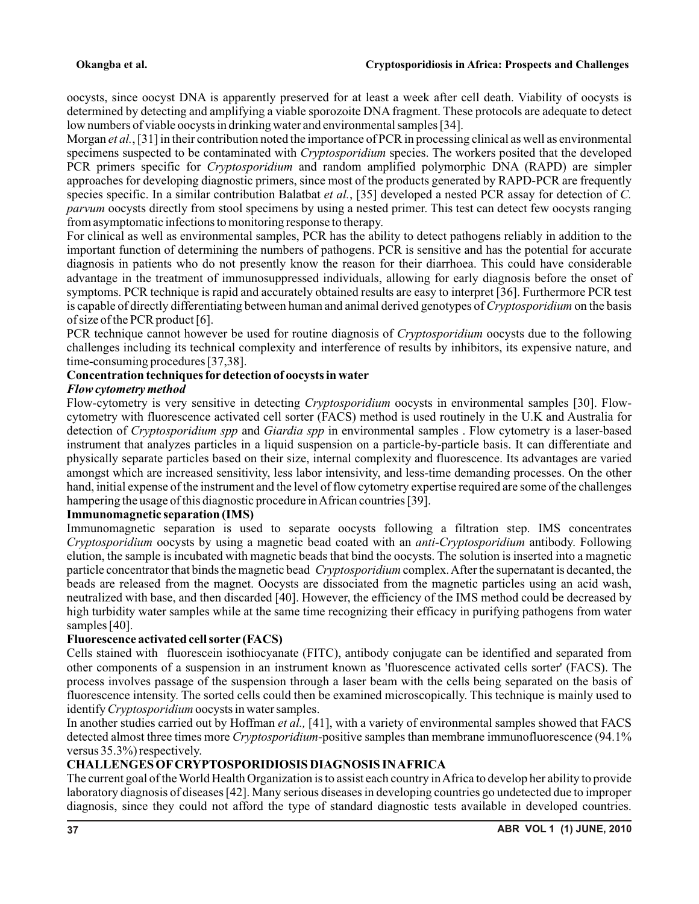oocysts, since oocyst DNA is apparently preserved for at least a week after cell death. Viability of oocysts is determined by detecting and amplifying a viable sporozoite DNA fragment. These protocols are adequate to detect low numbers of viable oocysts in drinking water and environmental samples [34].

Morgan *et al.*, [31] in their contribution noted the importance of PCR in processing clinical as well as environmental specimens suspected to be contaminated with *Cryptosporidium* species. The workers posited that the developed PCR primers specific for *Cryptosporidium* and random amplified polymorphic DNA (RAPD) are simpler approaches for developing diagnostic primers, since most of the products generated by RAPD-PCR are frequently species specific. In a similar contribution Balatbat *et al.*, [35] developed a nested PCR assay for detection of *C. parvum* oocysts directly from stool specimens by using a nested primer. This test can detect few oocysts ranging from asymptomatic infections to monitoring response to therapy.

For clinical as well as environmental samples, PCR has the ability to detect pathogens reliably in addition to the important function of determining the numbers of pathogens. PCR is sensitive and has the potential for accurate diagnosis in patients who do not presently know the reason for their diarrhoea. This could have considerable advantage in the treatment of immunosuppressed individuals, allowing for early diagnosis before the onset of symptoms. PCR technique is rapid and accurately obtained results are easy to interpret [36]. Furthermore PCR test is capable of directly differentiating between human and animal derived genotypes of *Cryptosporidium* on the basis of size of the PCR product [6].

PCR technique cannot however be used for routine diagnosis of *Cryptosporidium* oocysts due to the following challenges including its technical complexity and interference of results by inhibitors, its expensive nature, and time-consuming procedures [37,38].

**Concentration techniques for detection of oocysts in water**

***Flow cytometry method***

Flow-cytometry is very sensitive in detecting *Cryptosporidium* oocysts in environmental samples [30]. Flow-cytometry with fluorescence activated cell sorter (FACS) method is used routinely in the U.K and Australia for detection of *Cryptosporidium spp* and *Giardia spp* in environmental samples . Flow cytometry is a laser-based instrument that analyzes particles in a liquid suspension on a particle-by-particle basis. It can differentiate and physically separate particles based on their size, internal complexity and fluorescence. Its advantages are varied amongst which are increased sensitivity, less labor intensivity, and less-time demanding processes. On the other hand, initial expense of the instrument and the level of flow cytometry expertise required are some of the challenges hampering the usage of this diagnostic procedure in African countries [39].

**Immunomagnetic separation (IMS)**

Immunomagnetic separation is used to separate oocysts following a filtration step. IMS concentrates *Cryptosporidium* oocysts by using a magnetic bead coated with an *anti-Cryptosporidium* antibody. Following elution, the sample is incubated with magnetic beads that bind the oocysts. The solution is inserted into a magnetic particle concentrator that binds the magnetic bead *Cryptosporidium* complex. After the supernatant is decanted, the beads are released from the magnet. Oocysts are dissociated from the magnetic particles using an acid wash, neutralized with base, and then discarded [40]. However, the efficiency of the IMS method could be decreased by high turbidity water samples while at the same time recognizing their efficacy in purifying pathogens from water samples [40].

**Fluorescence activated cell sorter (FACS)**

Cells stained with fluorescein isothiocyanate (FITC), antibody conjugate can be identified and separated from other components of a suspension in an instrument known as 'fluorescence activated cells sorter' (FACS). The process involves passage of the suspension through a laser beam with the cells being separated on the basis of fluorescence intensity. The sorted cells could then be examined microscopically. This technique is mainly used to identify *Cryptosporidium* oocysts in water samples.

In another studies carried out by Hoffman *et al.,* [41], with a variety of environmental samples showed that FACS detected almost three times more *Cryptosporidium*-positive samples than membrane immunofluorescence (94.1% versus 35.3%) respectively.

## CHALLENGES OF CRYPTOSPORIDIOSIS DIAGNOSIS IN AFRICA

The current goal of the World Health Organization is to assist each country in Africa to develop her ability to provide laboratory diagnosis of diseases [42]. Many serious diseases in developing countries go undetected due to improper diagnosis, since they could not afford the type of standard diagnostic tests available in developed countries.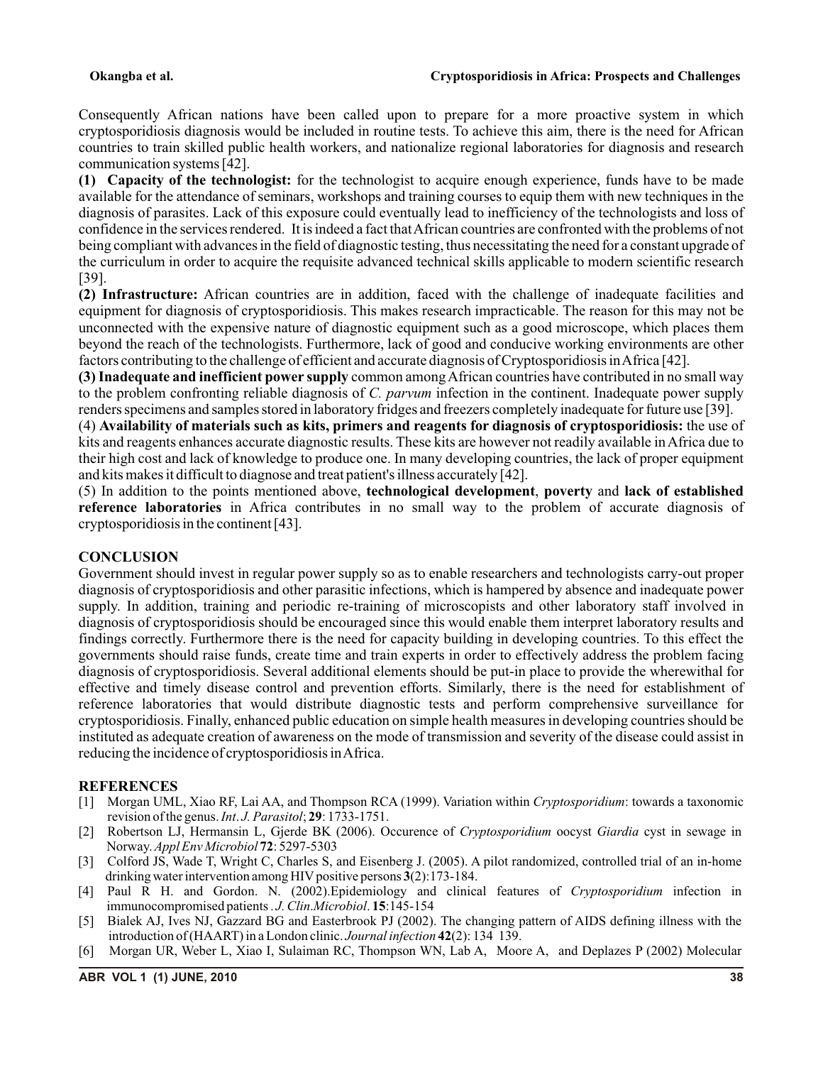Consequently African nations have been called upon to prepare for a more proactive system in which cryptosporidiosis diagnosis would be included in routine tests. To achieve this aim, there is the need for African countries to train skilled public health workers, and nationalize regional laboratories for diagnosis and research communication systems [42].

**(1) Capacity of the technologist:** for the technologist to acquire enough experience, funds have to be made available for the attendance of seminars, workshops and training courses to equip them with new techniques in the diagnosis of parasites. Lack of this exposure could eventually lead to inefficiency of the technologists and loss of confidence in the services rendered. It is indeed a fact that African countries are confronted with the problems of not being compliant with advances in the field of diagnostic testing, thus necessitating the need for a constant upgrade of the curriculum in order to acquire the requisite advanced technical skills applicable to modern scientific research [39].

**(2) Infrastructure:** African countries are in addition, faced with the challenge of inadequate facilities and equipment for diagnosis of cryptosporidiosis. This makes research impracticable. The reason for this may not be unconnected with the expensive nature of diagnostic equipment such as a good microscope, which places them beyond the reach of the technologists. Furthermore, lack of good and conducive working environments are other factors contributing to the challenge of efficient and accurate diagnosis of Cryptosporidiosis in Africa [42].

**(3) Inadequate and inefficient power supply** common among African countries have contributed in no small way to the problem confronting reliable diagnosis of *C. parvum* infection in the continent. Inadequate power supply renders specimens and samples stored in laboratory fridges and freezers completely inadequate for future use [39].

(4) **Availability of materials such as kits, primers and reagents for diagnosis of cryptosporidiosis:** the use of kits and reagents enhances accurate diagnostic results. These kits are however not readily available in Africa due to their high cost and lack of knowledge to produce one. In many developing countries, the lack of proper equipment and kits makes it difficult to diagnose and treat patient's illness accurately [42].

(5) In addition to the points mentioned above, **technological development**, **poverty** and **lack of established reference laboratories** in Africa contributes in no small way to the problem of accurate diagnosis of cryptosporidiosis in the continent [43].

## CONCLUSION

Government should invest in regular power supply so as to enable researchers and technologists carry-out proper diagnosis of cryptosporidiosis and other parasitic infections, which is hampered by absence and inadequate power supply. In addition, training and periodic re-training of microscopists and other laboratory staff involved in diagnosis of cryptosporidiosis should be encouraged since this would enable them interpret laboratory results and findings correctly. Furthermore there is the need for capacity building in developing countries. To this effect the governments should raise funds, create time and train experts in order to effectively address the problem facing diagnosis of cryptosporidiosis. Several additional elements should be put-in place to provide the wherewithal for effective and timely disease control and prevention efforts. Similarly, there is the need for establishment of reference laboratories that would distribute diagnostic tests and perform comprehensive surveillance for cryptosporidiosis. Finally, enhanced public education on simple health measures in developing countries should be instituted as adequate creation of awareness on the mode of transmission and severity of the disease could assist in reducing the incidence of cryptosporidiosis in Africa.

## REFERENCES

[1] Morgan UML, Xiao RF, Lai AA, and Thompson RCA (1999). Variation within *Cryptosporidium*: towards a taxonomic revision of the genus. *Int. J. Parasitol*; **29**: 1733-1751.

[2] Robertson LJ, Hermansin L, Gjerde BK (2006). Occurence of *Cryptosporidium* oocyst *Giardia* cyst in sewage in Norway. *Appl Env Microbiol* **72**: 5297-5303

[3] Colford JS, Wade T, Wright C, Charles S, and Eisenberg J. (2005). A pilot randomized, controlled trial of an in-home drinking water intervention among HIV positive persons **3**(2):173-184.

[4] Paul R H. and Gordon. N. (2002).Epidemiology and clinical features of *Cryptosporidium* infection in immunocompromised patients . *J. Clin.Microbiol*. **15**:145-154

[5] Bialek AJ, Ives NJ, Gazzard BG and Easterbrook PJ (2002). The changing pattern of AIDS defining illness with the introduction of (HAART) in a London clinic. *Journal infection* **42**(2): 134 139.

[6] Morgan UR, Weber L, Xiao I, Sulaiman RC, Thompson WN, Lab A, Moore A, and Deplazes P (2002) Molecular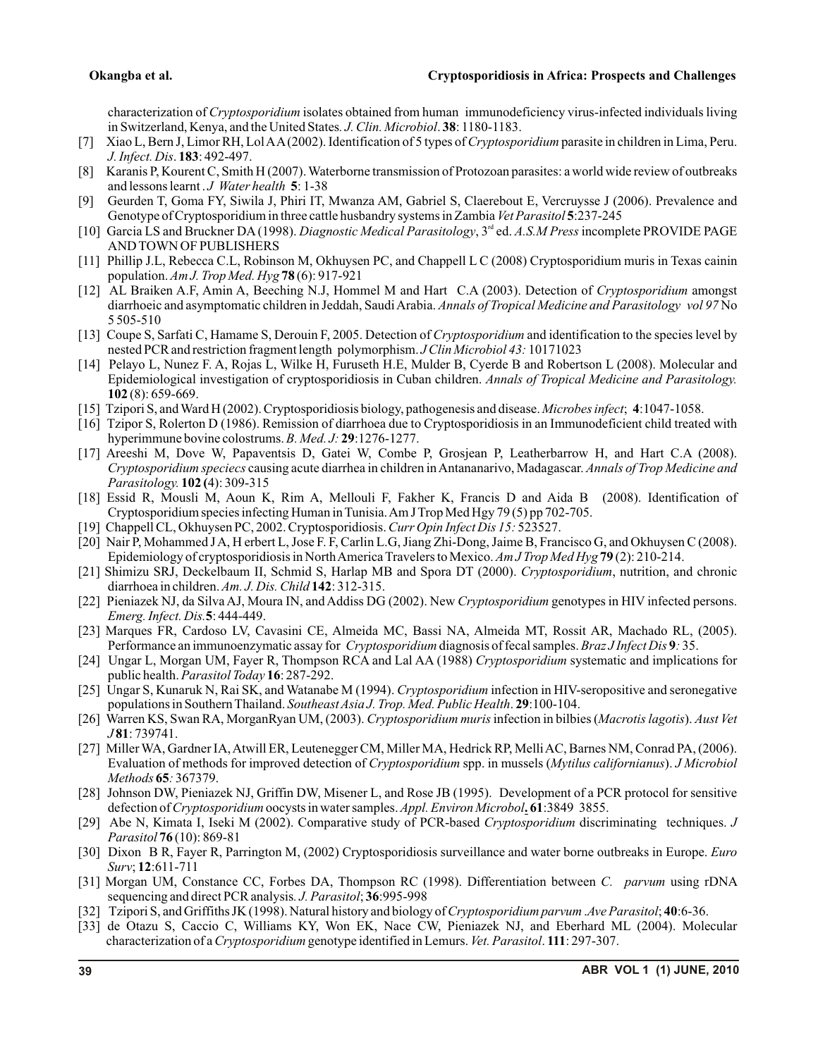characterization of *Cryptosporidium* isolates obtained from human immunodeficiency virus-infected individuals living in Switzerland, Kenya, and the United States. *J. Clin. Microbiol*. **38**: 1180-1183.

[7] Xiao L, Bern J, Limor RH, Lol AA (2002). Identification of 5 types of *Cryptosporidium* parasite in children in Lima, Peru. *J. Infect. Dis*. **183**: 492-497.

[8] Karanis P, Kourent C, Smith H (2007). Waterborne transmission of Protozoan parasites: a world wide review of outbreaks and lessons learnt . *J Water health* **5**: 1-38

[9] Geurden T, Goma FY, Siwila J, Phiri IT, Mwanza AM, Gabriel S, Claerebout E, Vercruysse J (2006). Prevalence and Genotype of Cryptosporidium in three cattle husbandry systems in Zambia *Vet Parasitol* **5**:237-245

[10] Garcia LS and Bruckner DA (1998). *Diagnostic Medical Parasitology*, 3rd ed. *A.S.M Press* incomplete PROVIDE PAGE AND TOWN OF PUBLISHERS

[11] Phillip J.L, Rebecca C.L, Robinson M, Okhuysen PC, and Chappell L C (2008) Cryptosporidium muris in Texas cainin population. *Am J. Trop Med. Hyg* **78** (6): 917-921

[12] AL Braiken A.F, Amin A, Beeching N.J, Hommel M and Hart C.A (2003). Detection of *Cryptosporidium* amongst diarrhoeic and asymptomatic children in Jeddah, Saudi Arabia. *Annals of Tropical Medicine and Parasitology vol 97* No 5 505-510

[13] Coupe S, Sarfati C, Hamame S, Derouin F, 2005. Detection of *Cryptosporidium* and identification to the species level by nested PCR and restriction fragment length polymorphism. *J Clin Microbiol 43:* 10171023

[14] Pelayo L, Nunez F. A, Rojas L, Wilke H, Furuseth H.E, Mulder B, Cyerde B and Robertson L (2008). Molecular and Epidemiological investigation of cryptosporidiosis in Cuban children. *Annals of Tropical Medicine and Parasitology.* **102** (8): 659-669.

[15] Tzipori S, and Ward H (2002). Cryptosporidiosis biology, pathogenesis and disease. *Microbes infect*; **4**:1047-1058.

[16] Tzipor S, Rolerton D (1986). Remission of diarrhoea due to Cryptosporidiosis in an Immunodeficient child treated with hyperimmune bovine colostrums. *B. Med. J:* **29**:1276-1277.

[17] Areeshi M, Dove W, Papaventsis D, Gatei W, Combe P, Grosjean P, Leatherbarrow H, and Hart C.A (2008). *Cryptosporidium speciecs* causing acute diarrhea in children in Antananarivo, Madagascar. *Annals of Trop Medicine and Parasitology.* **102 (**4): 309-315

[18] Essid R, Mousli M, Aoun K, Rim A, Mellouli F, Fakher K, Francis D and Aida B (2008). Identification of Cryptosporidium species infecting Human in Tunisia. Am J Trop Med Hgy 79 (5) pp 702-705.

[19] Chappell CL, Okhuysen PC, 2002. Cryptosporidiosis. *Curr Opin Infect Dis 15:* 523527.

[20] Nair P, Mohammed J A, H erbert L, Jose F. F, Carlin L.G, Jiang Zhi-Dong, Jaime B, Francisco G, and Okhuysen C (2008). Epidemiology of cryptosporidiosis in North America Travelers to Mexico. *Am J Trop Med Hyg* **79** (2): 210-214.

[21] Shimizu SRJ, Deckelbaum II, Schmid S, Harlap MB and Spora DT (2000). *Cryptosporidium*, nutrition, and chronic diarrhoea in children. *Am. J. Dis. Child* **142**: 312-315.

[22] Pieniazek NJ, da Silva AJ, Moura IN, and Addiss DG (2002). New *Cryptosporidium* genotypes in HIV infected persons. *Emerg. Infect. Dis.***5**: 444-449.

[23] Marques FR, Cardoso LV, Cavasini CE, Almeida MC, Bassi NA, Almeida MT, Rossit AR, Machado RL, (2005). Performance an immunoenzymatic assay for *Cryptosporidium* diagnosis of fecal samples. *Braz J Infect Dis* **9***:* 35.

[24] Ungar L, Morgan UM, Fayer R, Thompson RCA and Lal AA (1988) *Cryptosporidium* systematic and implications for public health. *Parasitol Today* **16**: 287-292.

[25] Ungar S, Kunaruk N, Rai SK, and Watanabe M (1994). *Cryptosporidium* infection in HIV-seropositive and seronegative populations in Southern Thailand. *Southeast Asia J. Trop. Med. Public Health*. **29**:100-104.

[26] Warren KS, Swan RA, MorganRyan UM, (2003). *Cryptosporidium muris* infection in bilbies (*Macrotis lagotis*). *Aust Vet J* **81**: 739741.

[27] Miller WA, Gardner IA, Atwill ER, Leutenegger CM, Miller MA, Hedrick RP, Melli AC, Barnes NM, Conrad PA, (2006). Evaluation of methods for improved detection of *Cryptosporidium* spp. in mussels (*Mytilus californianus*). *J Microbiol Methods* **65***:* 367379.

[28] Johnson DW, Pieniazek NJ, Griffin DW, Misener L, and Rose JB (1995). Development of a PCR protocol for sensitive defection of *Cryptosporidium* oocysts in water samples. *Appl. Environ Microbol*, **61**:3849 3855.

[29] Abe N, Kimata I, Iseki M (2002). Comparative study of PCR-based *Cryptosporidium* discriminating techniques. *J Parasitol* **76** (10): 869-81

[30] Dixon B R, Fayer R, Parrington M, (2002) Cryptosporidiosis surveillance and water borne outbreaks in Europe. *Euro Surv*; **12**:611-711

[31] Morgan UM, Constance CC, Forbes DA, Thompson RC (1998). Differentiation between *C. parvum* using rDNA sequencing and direct PCR analysis. *J. Parasitol*; **36**:995-998

[32] Tzipori S, and Griffiths JK (1998). Natural history and biology of *Cryptosporidium parvum* .*Ave Parasitol*; **40**:6-36.

[33] de Otazu S, Caccio C, Williams KY, Won EK, Nace CW, Pieniazek NJ, and Eberhard ML (2004). Molecular characterization of a *Cryptosporidium* genotype identified in Lemurs. *Vet. Parasitol*. **111**: 297-307.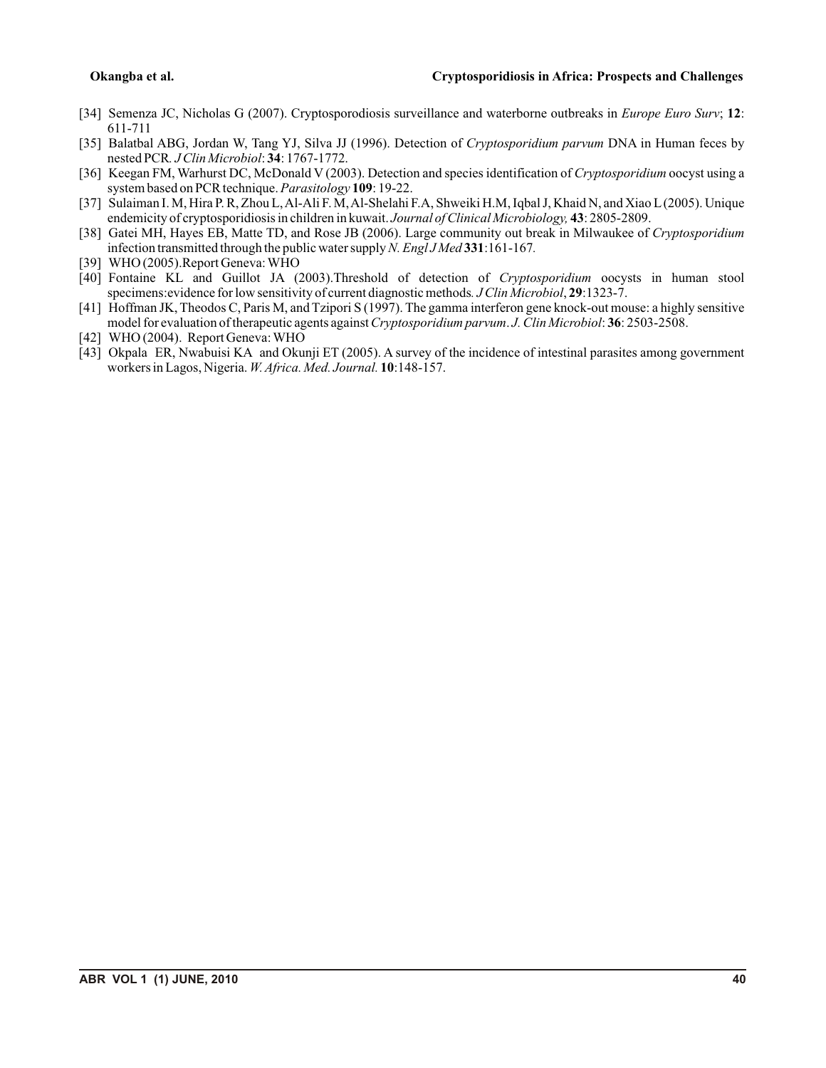[34] Semenza JC, Nicholas G (2007). Cryptosporodiosis surveillance and waterborne outbreaks in *Europe Euro Surv*; **12**: 611-711

[35] Balatbal ABG, Jordan W, Tang YJ, Silva JJ (1996). Detection of *Cryptosporidium parvum* DNA in Human feces by nested PCR. *J Clin Microbiol*: **34**: 1767-1772.

[36] Keegan FM, Warhurst DC, McDonald V (2003). Detection and species identification of *Cryptosporidium* oocyst using a system based on PCR technique. *Parasitology* **109**: 19-22.

[37] Sulaiman I. M, Hira P. R, Zhou L, Al-Ali F. M, Al-Shelahi F.A, Shweiki H.M, Iqbal J, Khaid N, and Xiao L (2005). Unique endemicity of cryptosporidiosis in children in kuwait. *Journal of Clinical Microbiology,* **43**: 2805-2809.

[38] Gatei MH, Hayes EB, Matte TD, and Rose JB (2006). Large community out break in Milwaukee of *Cryptosporidium* infection transmitted through the public water supply *N. Engl J Med* **331**:161-167.

[39] WHO (2005).Report Geneva: WHO

[40] Fontaine KL and Guillot JA (2003).Threshold of detection of *Cryptosporidium* oocysts in human stool specimens:evidence for low sensitivity of current diagnostic methods. *J Clin Microbiol*, **29**:1323-7.

[41] Hoffman JK, Theodos C, Paris M, and Tzipori S (1997). The gamma interferon gene knock-out mouse: a highly sensitive model for evaluation of therapeutic agents against *Cryptosporidium parvum*. *J. Clin Microbiol*: **36**: 2503-2508.

[42] WHO (2004). Report Geneva: WHO

[43] Okpala ER, Nwabuisi KA and Okunji ET (2005). A survey of the incidence of intestinal parasites among government workers in Lagos, Nigeria. *W. Africa. Med. Journal.* **10**:148-157.